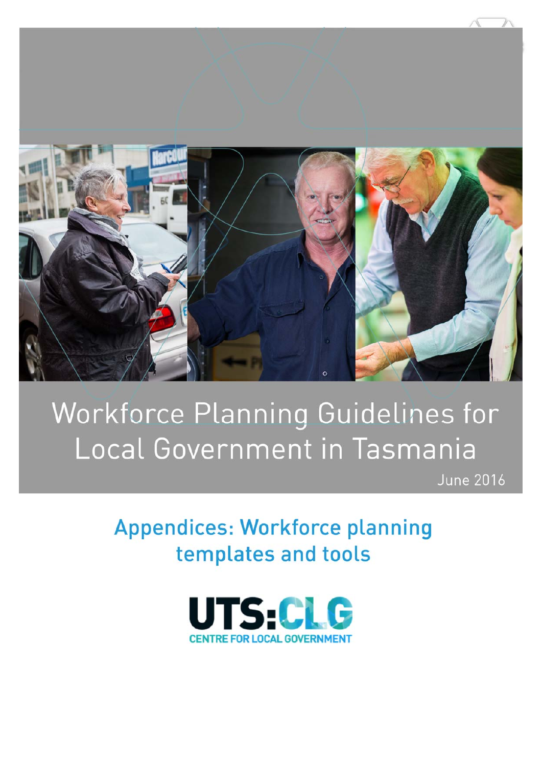# Workforce Planning Guidelines for Local Government in Tasmania

June 2016

## Appendices: Workforce planning templates and tools

UTS:CLG

CENTRE FOR LOCAL GOVERNMENT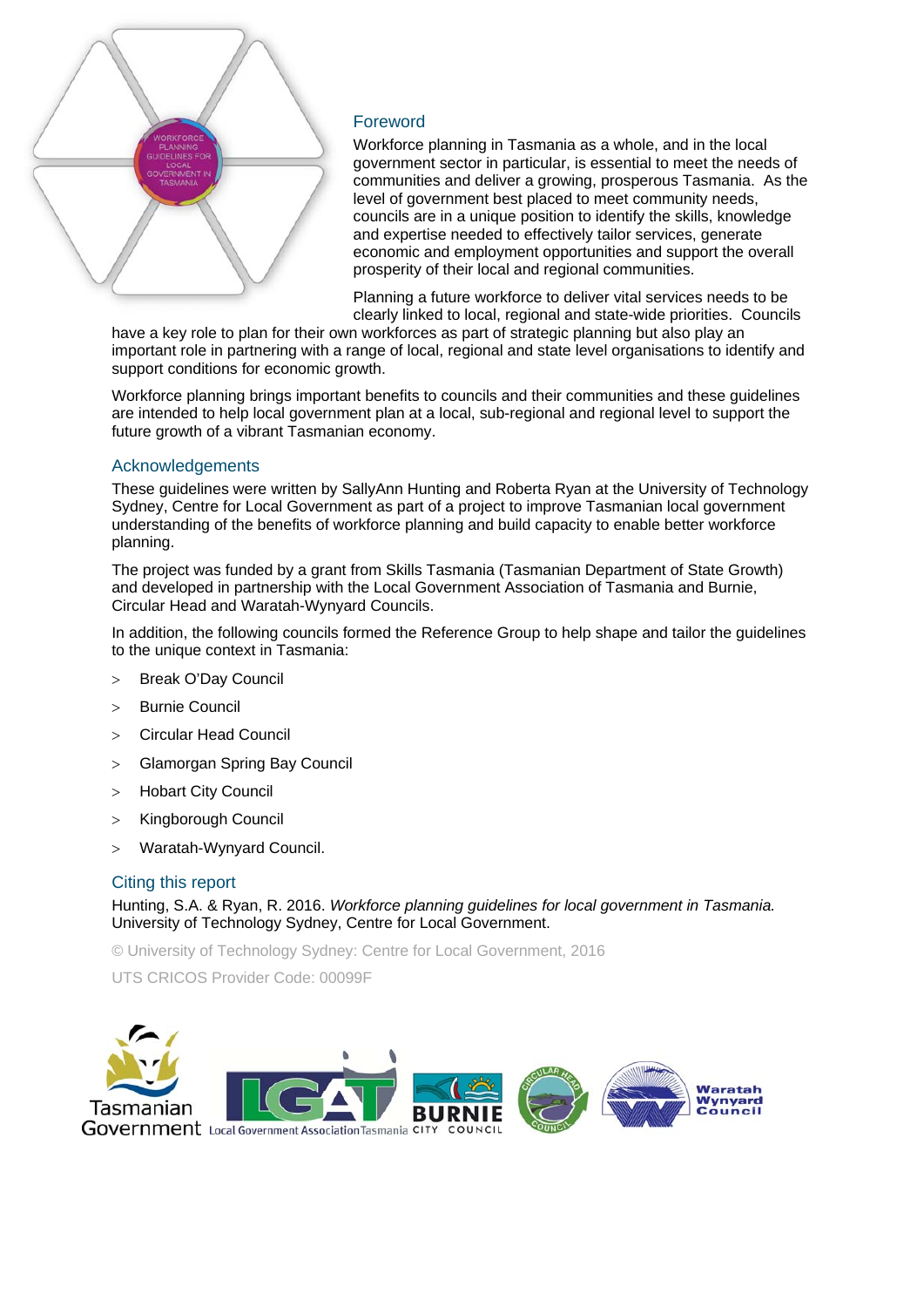## Foreword

Workforce planning in Tasmania as a whole, and in the local government sector in particular, is essential to meet the needs of communities and deliver a growing, prosperous Tasmania. As the level of government best placed to meet community needs, councils are in a unique position to identify the skills, knowledge and expertise needed to effectively tailor services, generate economic and employment opportunities and support the overall prosperity of their local and regional communities.

Planning a future workforce to deliver vital services needs to be clearly linked to local, regional and state-wide priorities. Councils have a key role to plan for their own workforces as part of strategic planning but also play an important role in partnering with a range of local, regional and state level organisations to identify and support conditions for economic growth.

Workforce planning brings important benefits to councils and their communities and these guidelines are intended to help local government plan at a local, sub-regional and regional level to support the future growth of a vibrant Tasmanian economy.

## Acknowledgements

These guidelines were written by SallyAnn Hunting and Roberta Ryan at the University of Technology Sydney, Centre for Local Government as part of a project to improve Tasmanian local government understanding of the benefits of workforce planning and build capacity to enable better workforce planning.

The project was funded by a grant from Skills Tasmania (Tasmanian Department of State Growth) and developed in partnership with the Local Government Association of Tasmania and Burnie, Circular Head and Waratah-Wynyard Councils.

In addition, the following councils formed the Reference Group to help shape and tailor the guidelines to the unique context in Tasmania:

- Break O'Day Council
- Burnie Council
- Circular Head Council
- Glamorgan Spring Bay Council
- Hobart City Council
- Kingborough Council
- Waratah-Wynyard Council.

## Citing this report

Hunting, S.A. & Ryan, R. 2016. *Workforce planning guidelines for local government in Tasmania.* University of Technology Sydney, Centre for Local Government.

© University of Technology Sydney: Centre for Local Government, 2016

UTS CRICOS Provider Code: 00099F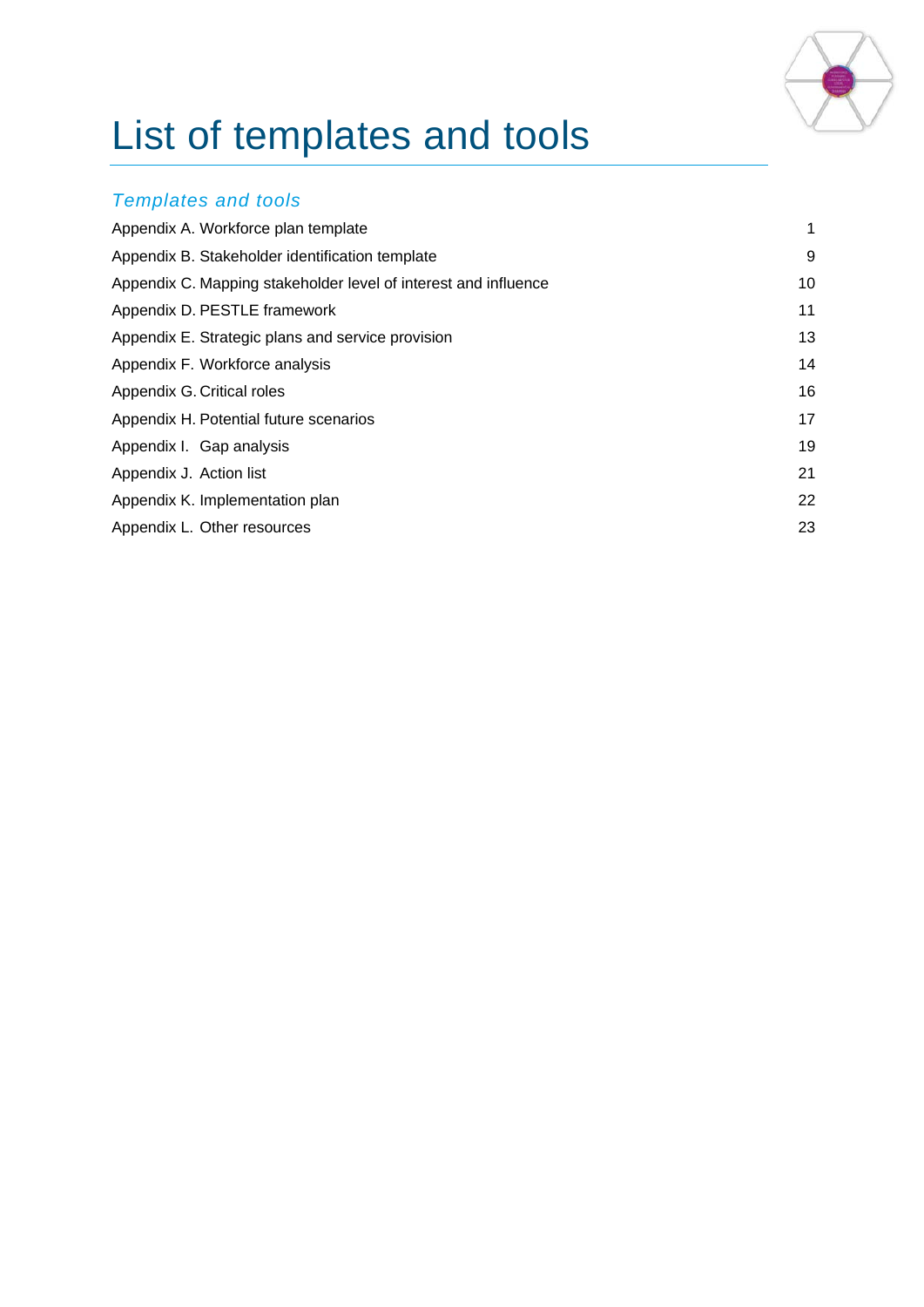# List of templates and tools

## *Templates and tools*

| | |
|---|---|
| Appendix A. Workforce plan template | 1 |
| Appendix B. Stakeholder identification template | 9 |
| Appendix C. Mapping stakeholder level of interest and influence | 10 |
| Appendix D. PESTLE framework | 11 |
| Appendix E. Strategic plans and service provision | 13 |
| Appendix F. Workforce analysis | 14 |
| Appendix G. Critical roles | 16 |
| Appendix H. Potential future scenarios | 17 |
| Appendix I. Gap analysis | 19 |
| Appendix J. Action list | 21 |
| Appendix K. Implementation plan | 22 |
| Appendix L. Other resources | 23 |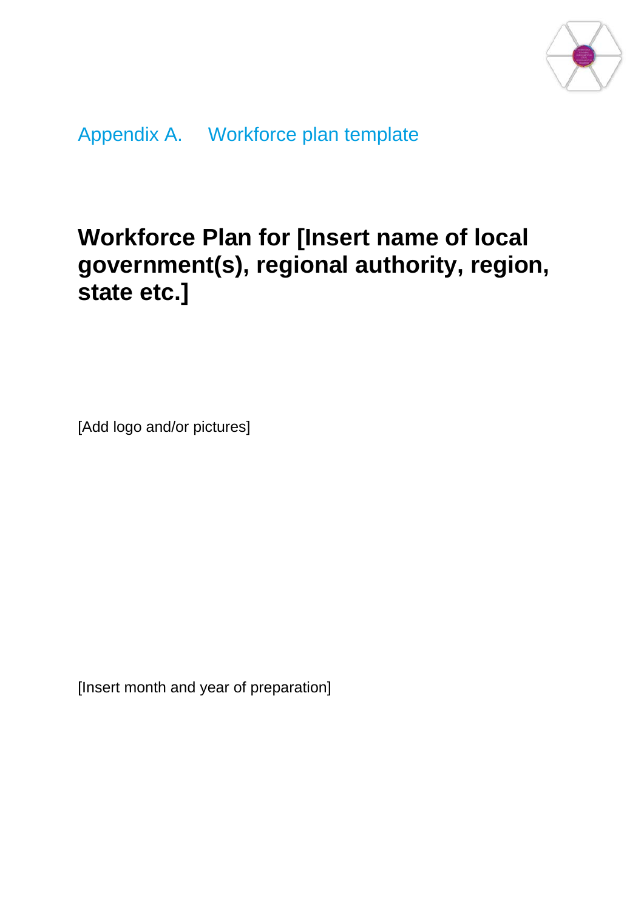# Appendix A. Workforce plan template

## Workforce Plan for [Insert name of local government(s), regional authority, region, state etc.]

[Add logo and/or pictures]

[Insert month and year of preparation]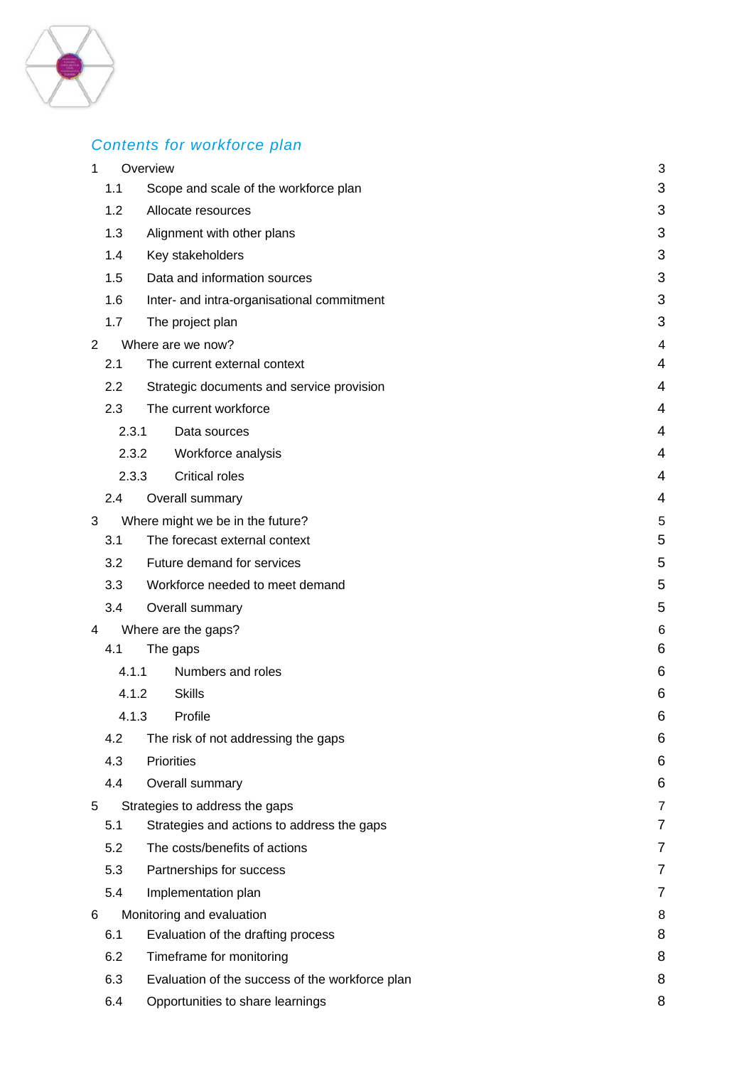## Contents for workforce plan

| | | |
|---|---|---|
| 1 | Overview | 3 |
| 1.1 | Scope and scale of the workforce plan | 3 |
| 1.2 | Allocate resources | 3 |
| 1.3 | Alignment with other plans | 3 |
| 1.4 | Key stakeholders | 3 |
| 1.5 | Data and information sources | 3 |
| 1.6 | Inter- and intra-organisational commitment | 3 |
| 1.7 | The project plan | 3 |
| 2 | Where are we now? | 4 |
| 2.1 | The current external context | 4 |
| 2.2 | Strategic documents and service provision | 4 |
| 2.3 | The current workforce | 4 |
| 2.3.1 | Data sources | 4 |
| 2.3.2 | Workforce analysis | 4 |
| 2.3.3 | Critical roles | 4 |
| 2.4 | Overall summary | 4 |
| 3 | Where might we be in the future? | 5 |
| 3.1 | The forecast external context | 5 |
| 3.2 | Future demand for services | 5 |
| 3.3 | Workforce needed to meet demand | 5 |
| 3.4 | Overall summary | 5 |
| 4 | Where are the gaps? | 6 |
| 4.1 | The gaps | 6 |
| 4.1.1 | Numbers and roles | 6 |
| 4.1.2 | Skills | 6 |
| 4.1.3 | Profile | 6 |
| 4.2 | The risk of not addressing the gaps | 6 |
| 4.3 | Priorities | 6 |
| 4.4 | Overall summary | 6 |
| 5 | Strategies to address the gaps | 7 |
| 5.1 | Strategies and actions to address the gaps | 7 |
| 5.2 | The costs/benefits of actions | 7 |
| 5.3 | Partnerships for success | 7 |
| 5.4 | Implementation plan | 7 |
| 6 | Monitoring and evaluation | 8 |
| 6.1 | Evaluation of the drafting process | 8 |
| 6.2 | Timeframe for monitoring | 8 |
| 6.3 | Evaluation of the success of the workforce plan | 8 |
| 6.4 | Opportunities to share learnings | 8 |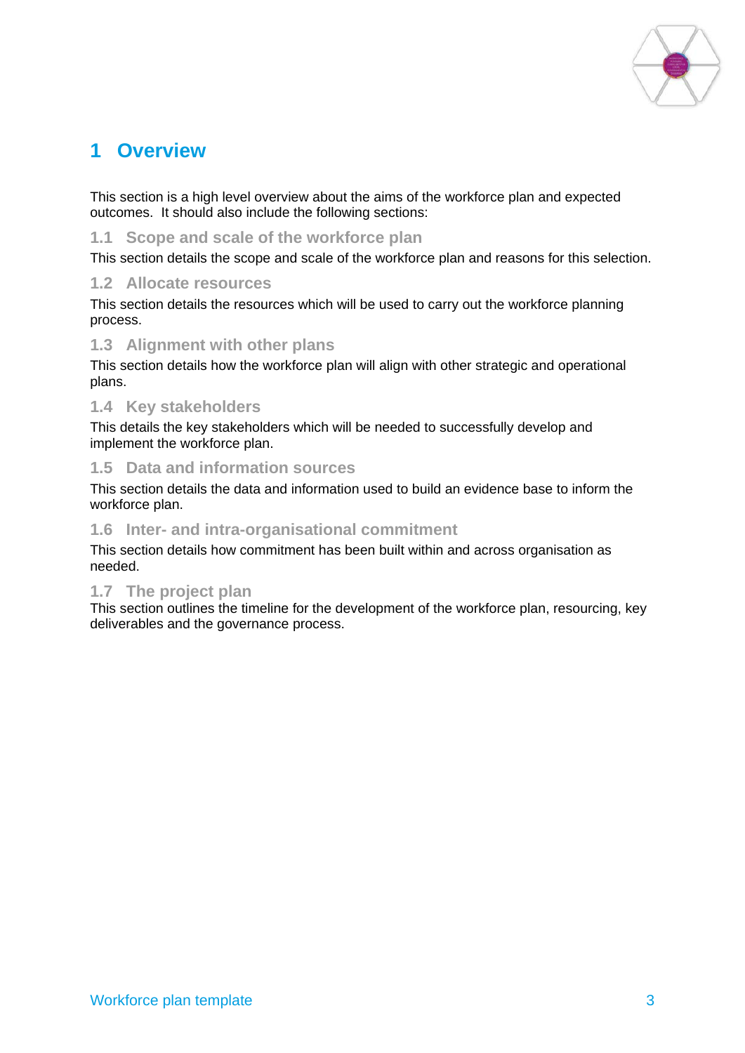# 1 Overview

This section is a high level overview about the aims of the workforce plan and expected outcomes. It should also include the following sections:

## 1.1 Scope and scale of the workforce plan

This section details the scope and scale of the workforce plan and reasons for this selection.

## 1.2 Allocate resources

This section details the resources which will be used to carry out the workforce planning process.

## 1.3 Alignment with other plans

This section details how the workforce plan will align with other strategic and operational plans.

## 1.4 Key stakeholders

This details the key stakeholders which will be needed to successfully develop and implement the workforce plan.

## 1.5 Data and information sources

This section details the data and information used to build an evidence base to inform the workforce plan.

## 1.6 Inter- and intra-organisational commitment

This section details how commitment has been built within and across organisation as needed.

## 1.7 The project plan

This section outlines the timeline for the development of the workforce plan, resourcing, key deliverables and the governance process.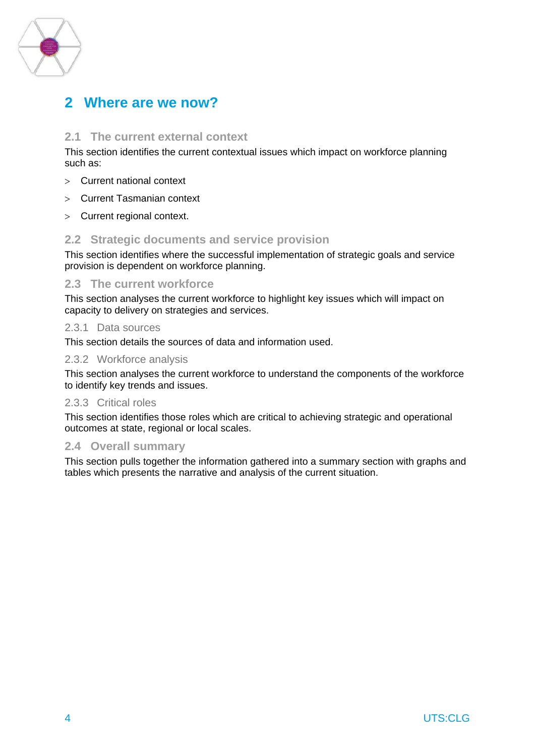# 2 Where are we now?

## 2.1 The current external context

This section identifies the current contextual issues which impact on workforce planning such as:

- Current national context
- Current Tasmanian context
- Current regional context.

## 2.2 Strategic documents and service provision

This section identifies where the successful implementation of strategic goals and service provision is dependent on workforce planning.

## 2.3 The current workforce

This section analyses the current workforce to highlight key issues which will impact on capacity to delivery on strategies and services.

### 2.3.1 Data sources

This section details the sources of data and information used.

### 2.3.2 Workforce analysis

This section analyses the current workforce to understand the components of the workforce to identify key trends and issues.

### 2.3.3 Critical roles

This section identifies those roles which are critical to achieving strategic and operational outcomes at state, regional or local scales.

## 2.4 Overall summary

This section pulls together the information gathered into a summary section with graphs and tables which presents the narrative and analysis of the current situation.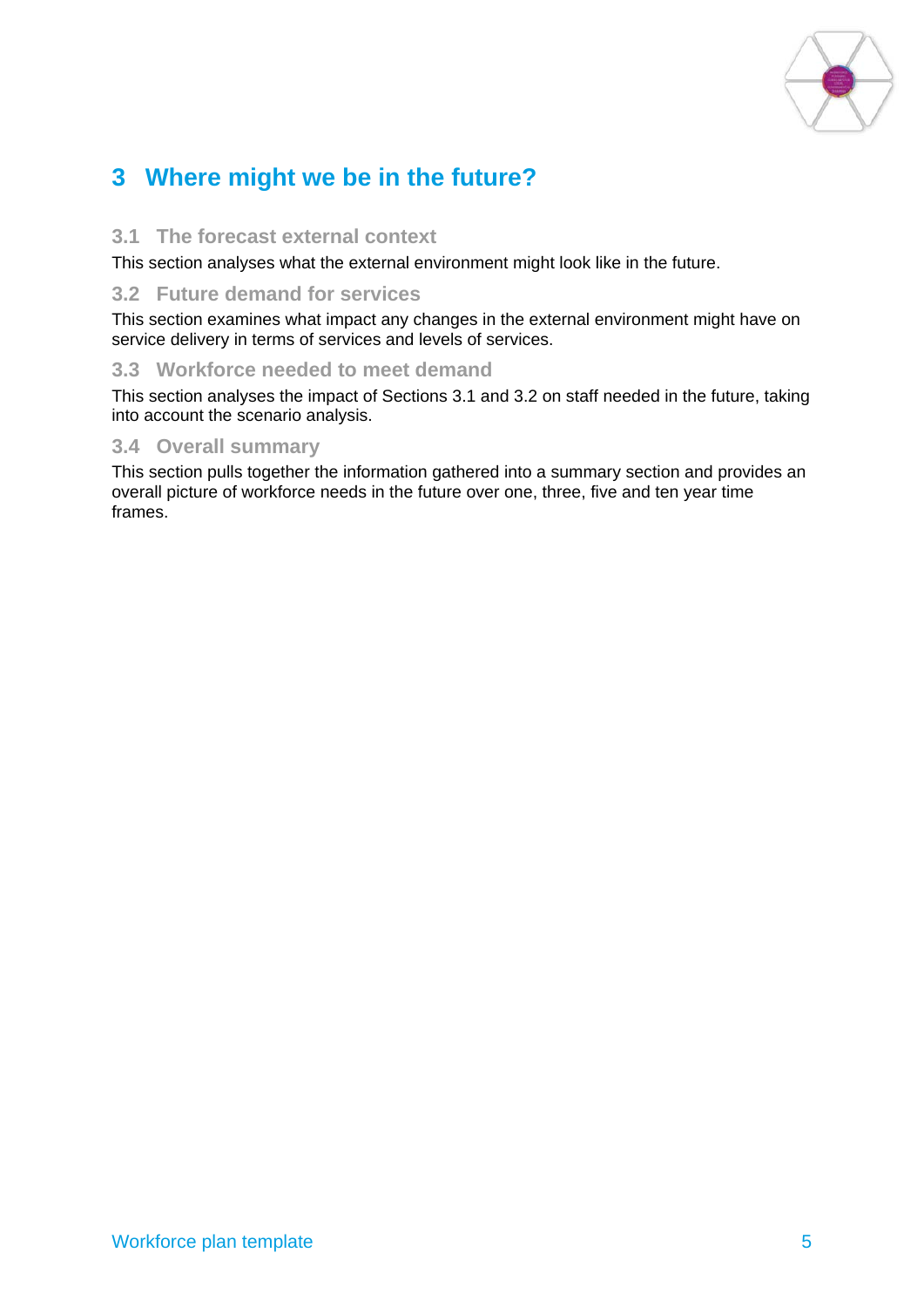# 3 Where might we be in the future?

## 3.1 The forecast external context

This section analyses what the external environment might look like in the future.

## 3.2 Future demand for services

This section examines what impact any changes in the external environment might have on service delivery in terms of services and levels of services.

## 3.3 Workforce needed to meet demand

This section analyses the impact of Sections 3.1 and 3.2 on staff needed in the future, taking into account the scenario analysis.

## 3.4 Overall summary

This section pulls together the information gathered into a summary section and provides an overall picture of workforce needs in the future over one, three, five and ten year time frames.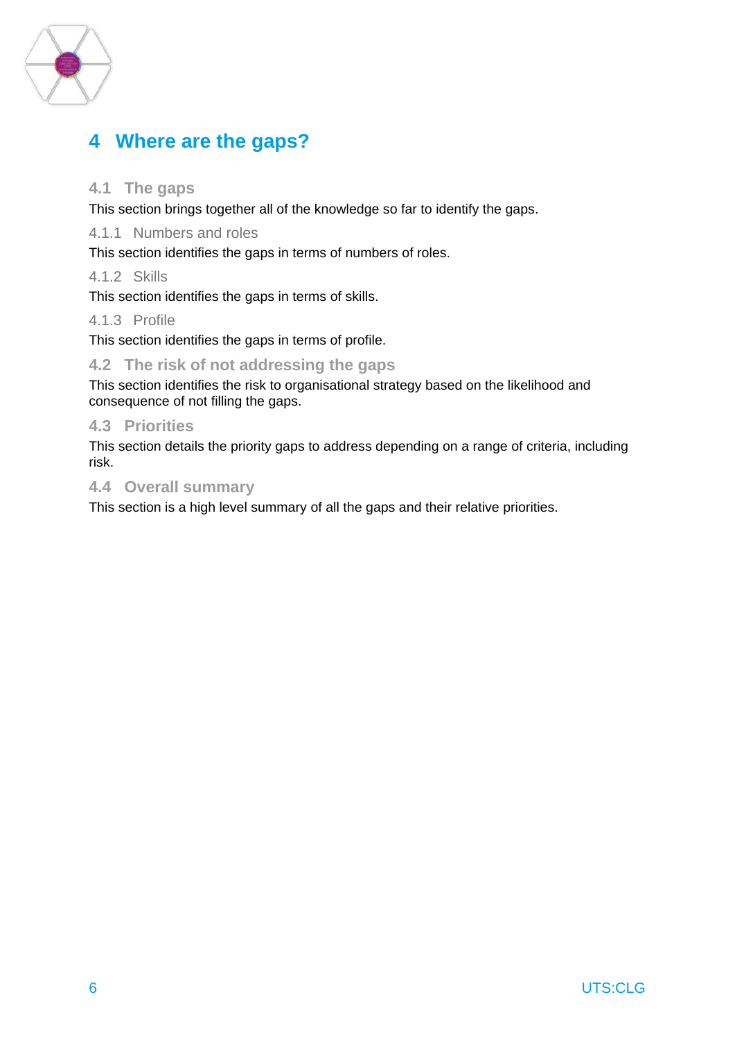# 4 Where are the gaps?

## 4.1 The gaps

This section brings together all of the knowledge so far to identify the gaps.

### 4.1.1 Numbers and roles

This section identifies the gaps in terms of numbers of roles.

### 4.1.2 Skills

This section identifies the gaps in terms of skills.

### 4.1.3 Profile

This section identifies the gaps in terms of profile.

## 4.2 The risk of not addressing the gaps

This section identifies the risk to organisational strategy based on the likelihood and consequence of not filling the gaps.

## 4.3 Priorities

This section details the priority gaps to address depending on a range of criteria, including risk.

## 4.4 Overall summary

This section is a high level summary of all the gaps and their relative priorities.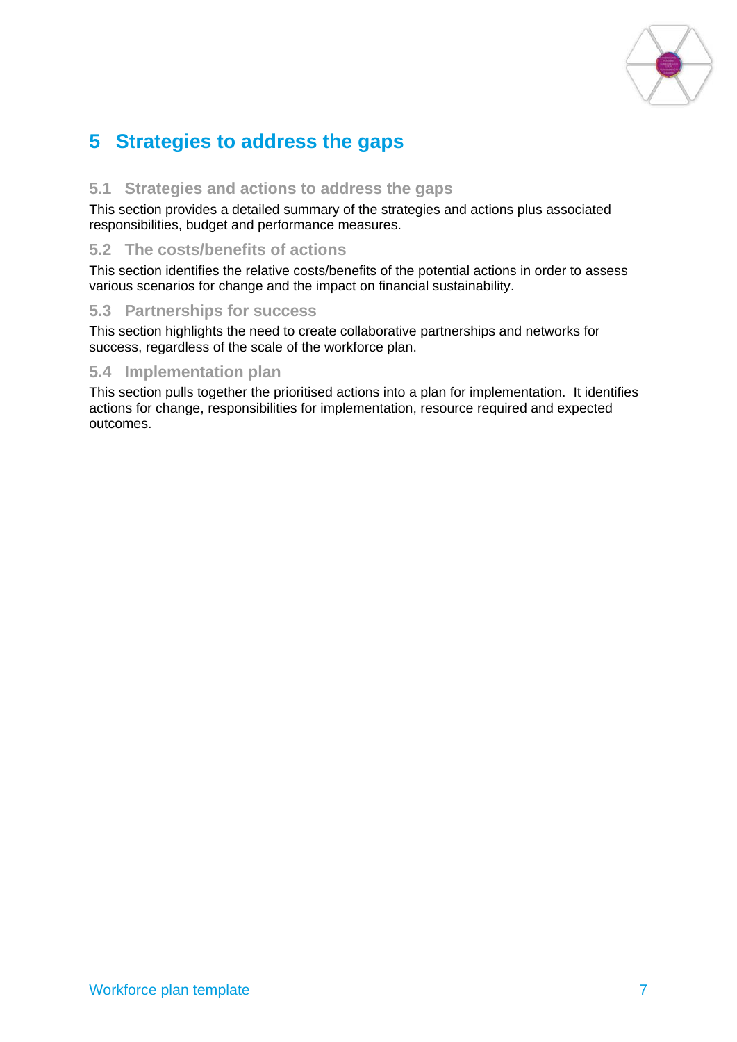# 5 Strategies to address the gaps

## 5.1 Strategies and actions to address the gaps

This section provides a detailed summary of the strategies and actions plus associated responsibilities, budget and performance measures.

## 5.2 The costs/benefits of actions

This section identifies the relative costs/benefits of the potential actions in order to assess various scenarios for change and the impact on financial sustainability.

## 5.3 Partnerships for success

This section highlights the need to create collaborative partnerships and networks for success, regardless of the scale of the workforce plan.

## 5.4 Implementation plan

This section pulls together the prioritised actions into a plan for implementation. It identifies actions for change, responsibilities for implementation, resource required and expected outcomes.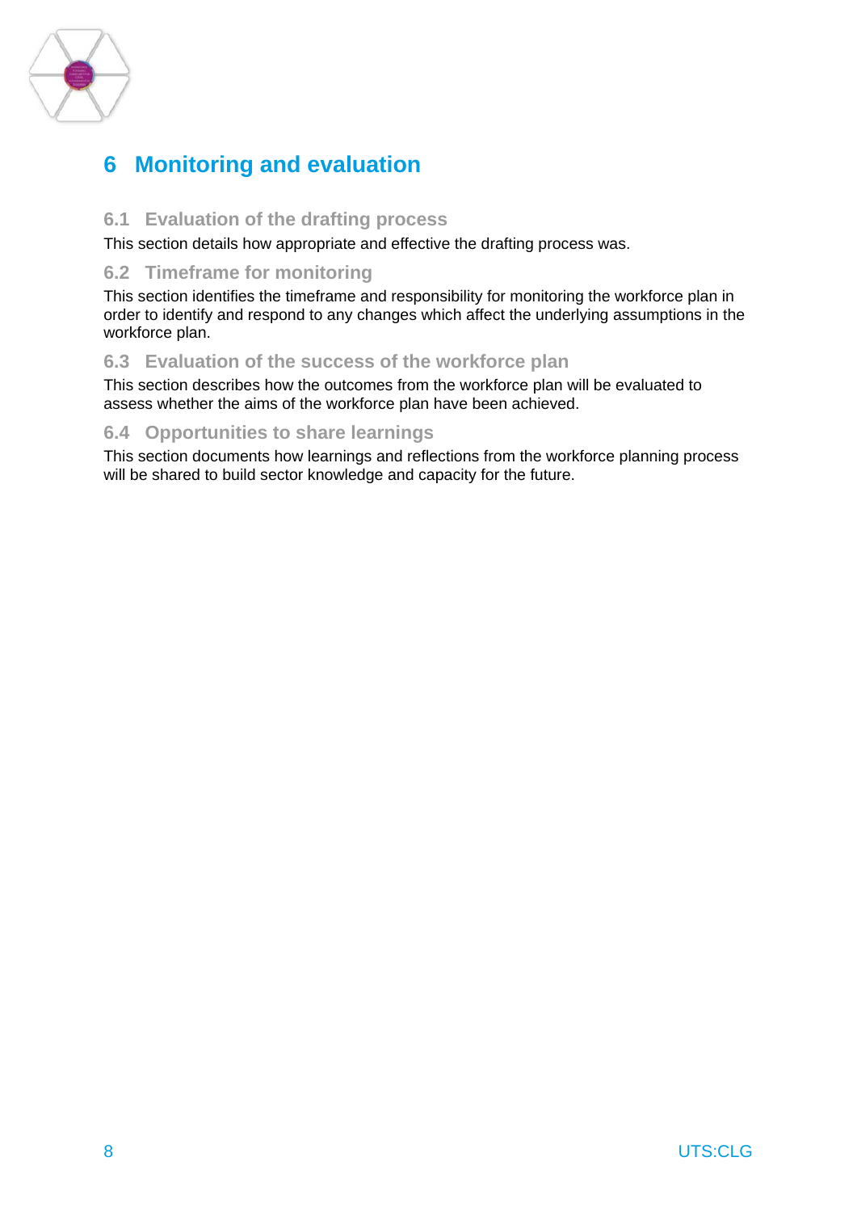# 6 Monitoring and evaluation

## 6.1 Evaluation of the drafting process

This section details how appropriate and effective the drafting process was.

## 6.2 Timeframe for monitoring

This section identifies the timeframe and responsibility for monitoring the workforce plan in order to identify and respond to any changes which affect the underlying assumptions in the workforce plan.

## 6.3 Evaluation of the success of the workforce plan

This section describes how the outcomes from the workforce plan will be evaluated to assess whether the aims of the workforce plan have been achieved.

## 6.4 Opportunities to share learnings

This section documents how learnings and reflections from the workforce planning process will be shared to build sector knowledge and capacity for the future.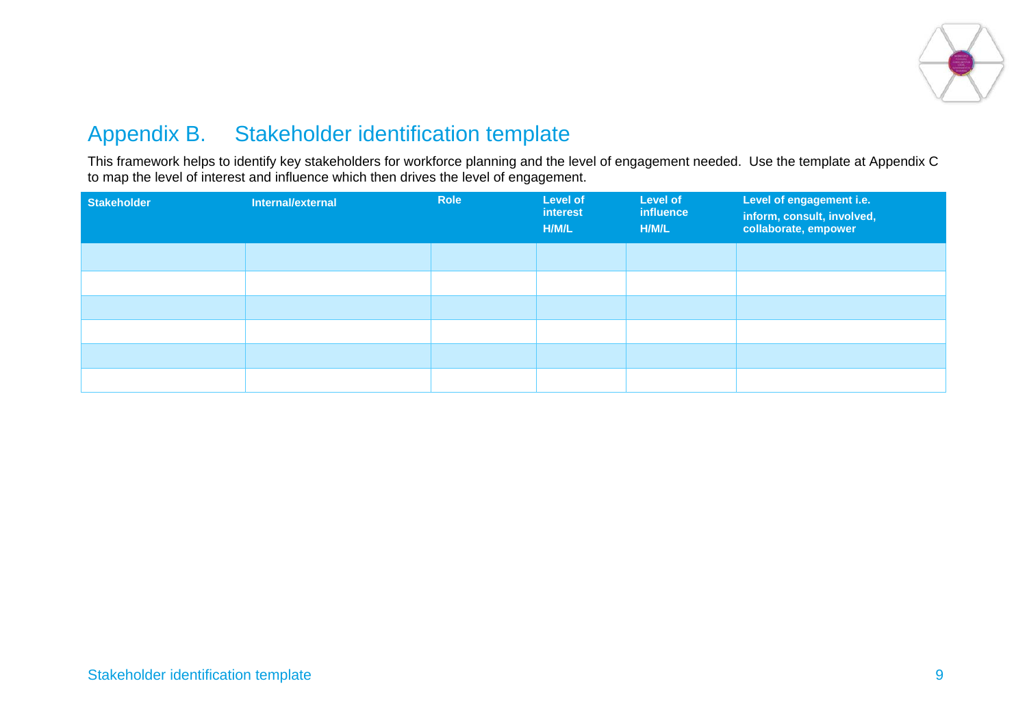# Appendix B. Stakeholder identification template

This framework helps to identify key stakeholders for workforce planning and the level of engagement needed. Use the template at Appendix C to map the level of interest and influence which then drives the level of engagement.

| Stakeholder | Internal/external | Role | Level of interest H/M/L | Level of influence H/M/L | Level of engagement i.e. inform, consult, involved, collaborate, empower |
|---|---|---|---|---|---|
| | | | | | |
| | | | | | |
| | | | | | |
| | | | | | |
| | | | | | |
| | | | | | |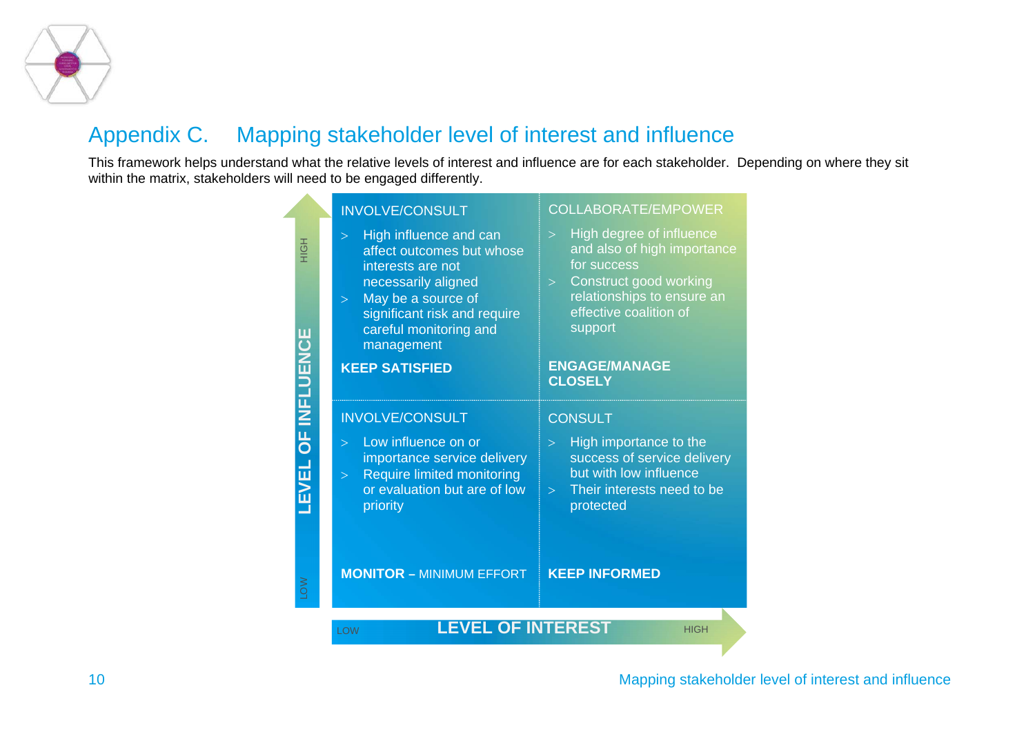# Appendix C. Mapping stakeholder level of interest and influence

This framework helps understand what the relative levels of interest and influence are for each stakeholder. Depending on where they sit within the matrix, stakeholders will need to be engaged differently.

| LEVEL OF INFLUENCE | LEVEL OF INTEREST: LOW | LEVEL OF INTEREST: HIGH |
|---|---|---|
| HIGH | INVOLVE/CONSULT<br>> High influence and can affect outcomes but whose interests are not necessarily aligned<br>> May be a source of significant risk and require careful monitoring and management<br>**KEEP SATISFIED** | COLLABORATE/EMPOWER<br>> High degree of influence and also of high importance for success<br>> Construct good working relationships to ensure an effective coalition of support<br>**ENGAGE/MANAGE CLOSELY** |
| LOW | INVOLVE/CONSULT<br>> Low influence on or importance service delivery<br>> Require limited monitoring or evaluation but are of low priority<br>**MONITOR –** MINIMUM EFFORT | CONSULT<br>> High importance to the success of service delivery but with low influence<br>> Their interests need to be protected<br>**KEEP INFORMED** |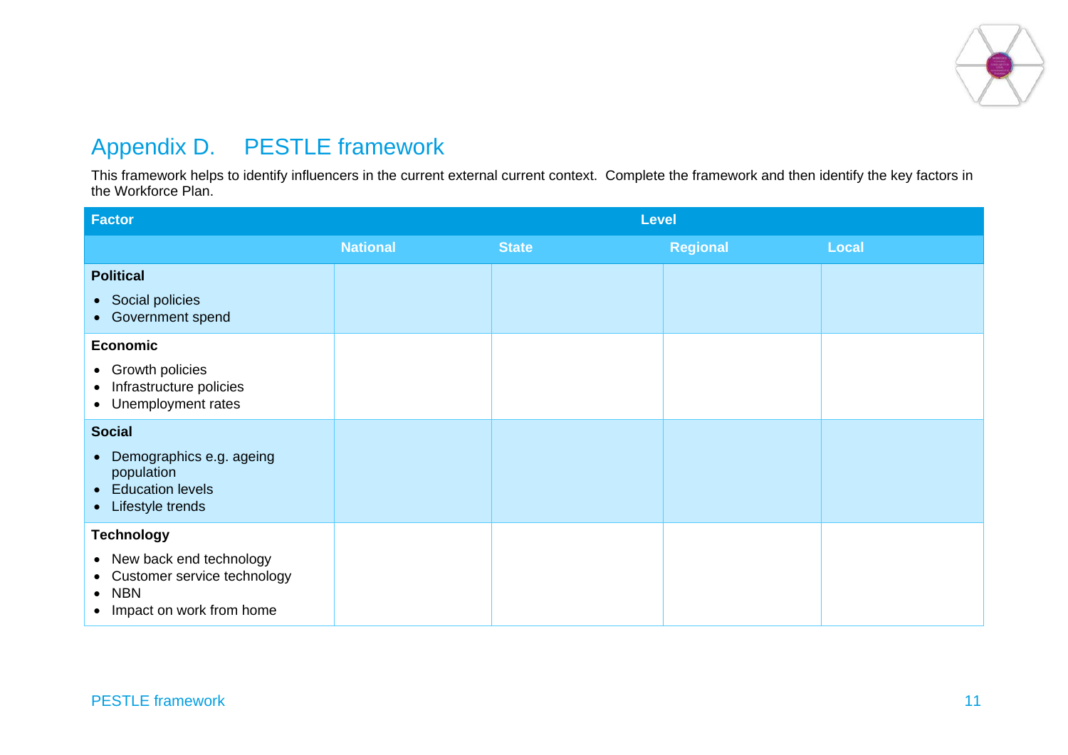## Appendix D. PESTLE framework

This framework helps to identify influencers in the current external current context. Complete the framework and then identify the key factors in the Workforce Plan.

| Factor | Level | | | |
|---|---|---|---|---|
| | **National** | **State** | **Regional** | **Local** |
| **Political**<br>• Social policies<br>• Government spend | | | | |
| **Economic**<br>• Growth policies<br>• Infrastructure policies<br>• Unemployment rates | | | | |
| **Social**<br>• Demographics e.g. ageing population<br>• Education levels<br>• Lifestyle trends | | | | |
| **Technology**<br>• New back end technology<br>• Customer service technology<br>• NBN<br>• Impact on work from home | | | | |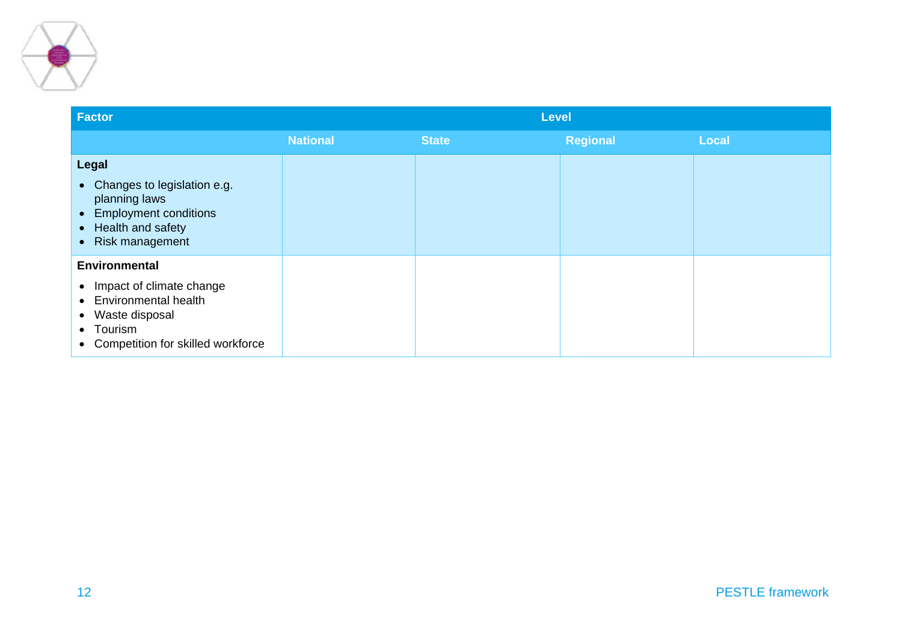| Factor | Level | | | |
|---|---|---|---|---|
| | National | State | Regional | Local |
| **Legal**<br>• Changes to legislation e.g. planning laws<br>• Employment conditions<br>• Health and safety<br>• Risk management | | | | |
| **Environmental**<br>• Impact of climate change<br>• Environmental health<br>• Waste disposal<br>• Tourism<br>• Competition for skilled workforce | | | | |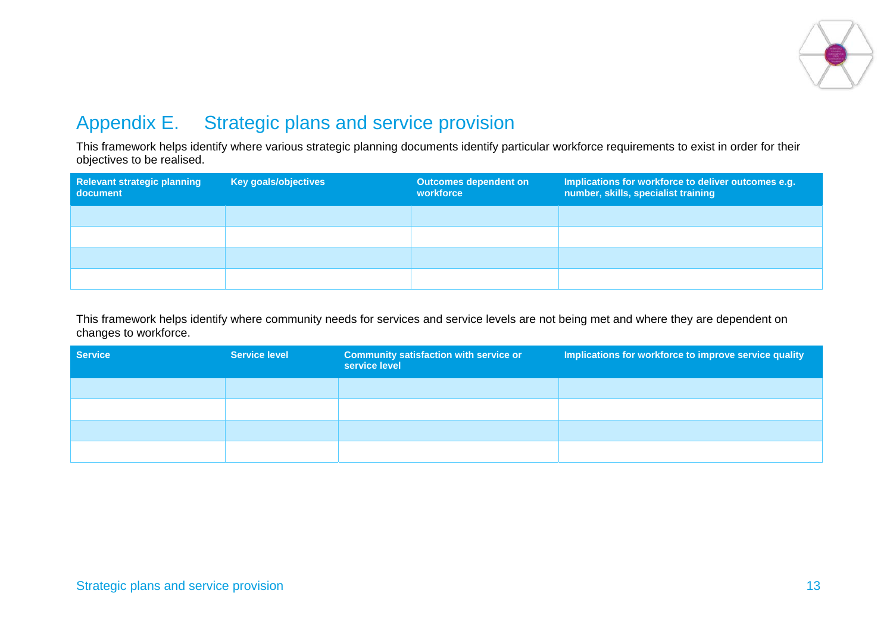# Appendix E. Strategic plans and service provision

This framework helps identify where various strategic planning documents identify particular workforce requirements to exist in order for their objectives to be realised.

| Relevant strategic planning document | Key goals/objectives | Outcomes dependent on workforce | Implications for workforce to deliver outcomes e.g. number, skills, specialist training |
|---|---|---|---|
| | | | |
| | | | |
| | | | |
| | | | |

This framework helps identify where community needs for services and service levels are not being met and where they are dependent on changes to workforce.

| Service | Service level | Community satisfaction with service or service level | Implications for workforce to improve service quality |
|---|---|---|---|
| | | | |
| | | | |
| | | | |
| | | | |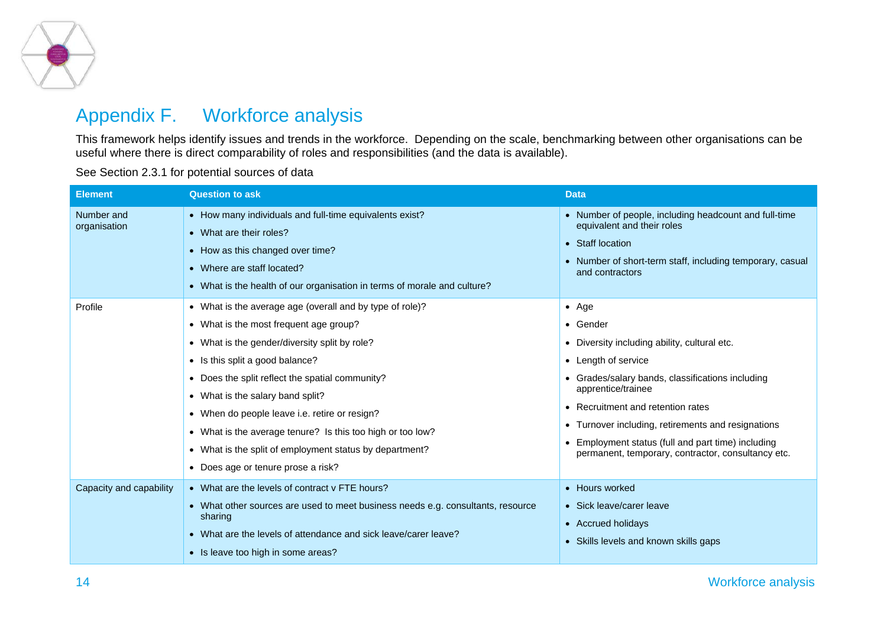# Appendix F. Workforce analysis

This framework helps identify issues and trends in the workforce. Depending on the scale, benchmarking between other organisations can be useful where there is direct comparability of roles and responsibilities (and the data is available).

See Section 2.3.1 for potential sources of data

| Element | Question to ask | Data |
|---|---|---|
| Number and organisation | • How many individuals and full-time equivalents exist?<br>• What are their roles?<br>• How as this changed over time?<br>• Where are staff located?<br>• What is the health of our organisation in terms of morale and culture? | • Number of people, including headcount and full-time equivalent and their roles<br>• Staff location<br>• Number of short-term staff, including temporary, casual and contractors |
| Profile | • What is the average age (overall and by type of role)?<br>• What is the most frequent age group?<br>• What is the gender/diversity split by role?<br>• Is this split a good balance?<br>• Does the split reflect the spatial community?<br>• What is the salary band split?<br>• When do people leave i.e. retire or resign?<br>• What is the average tenure? Is this too high or too low?<br>• What is the split of employment status by department?<br>• Does age or tenure prose a risk? | • Age<br>• Gender<br>• Diversity including ability, cultural etc.<br>• Length of service<br>• Grades/salary bands, classifications including apprentice/trainee<br>• Recruitment and retention rates<br>• Turnover including, retirements and resignations<br>• Employment status (full and part time) including permanent, temporary, contractor, consultancy etc. |
| Capacity and capability | • What are the levels of contract v FTE hours?<br>• What other sources are used to meet business needs e.g. consultants, resource sharing<br>• What are the levels of attendance and sick leave/carer leave?<br>• Is leave too high in some areas? | • Hours worked<br>• Sick leave/carer leave<br>• Accrued holidays<br>• Skills levels and known skills gaps |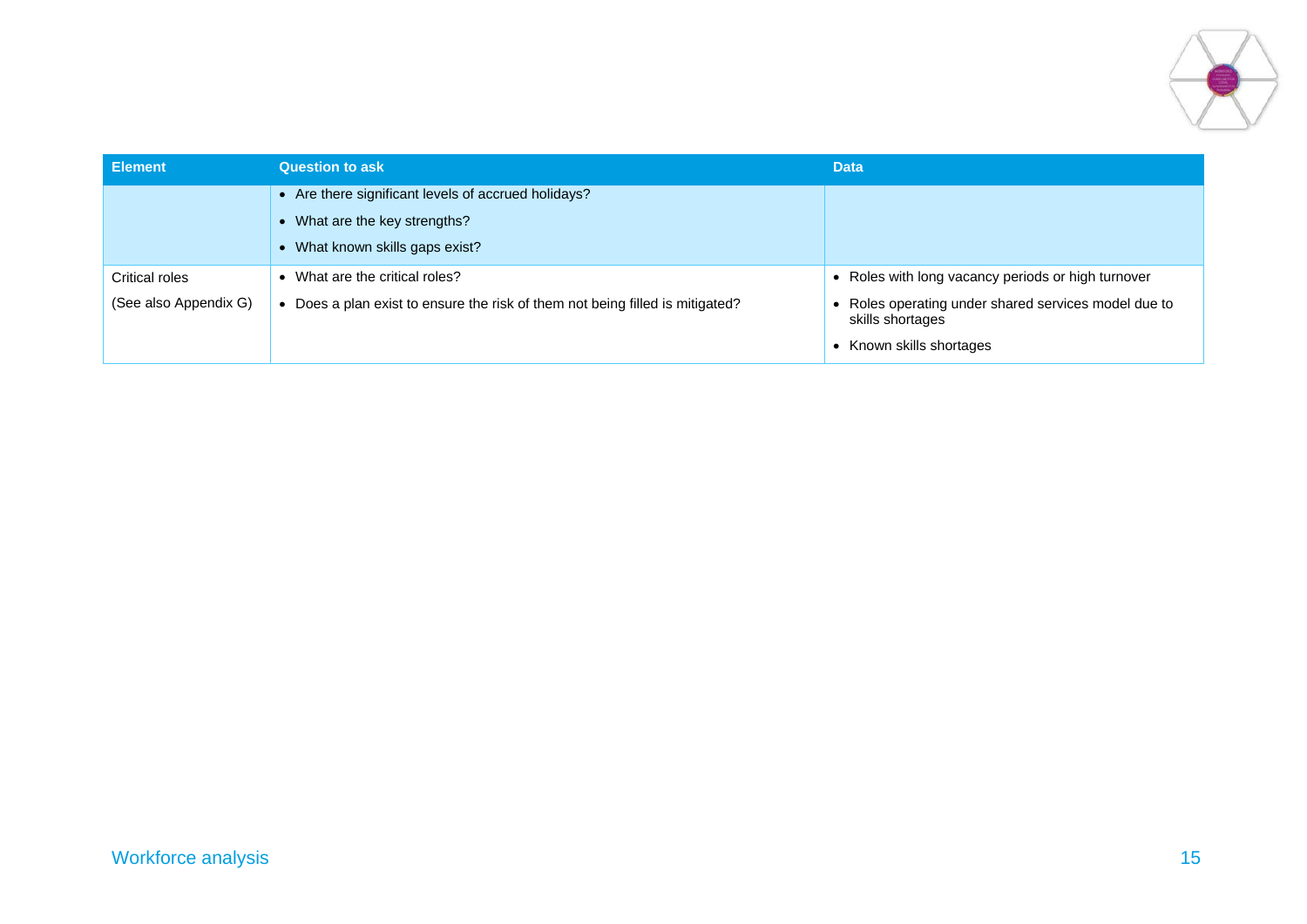| Element | Question to ask | Data |
| --- | --- | --- |
| | • Are there significant levels of accrued holidays?<br>• What are the key strengths?<br>• What known skills gaps exist? | |
| Critical roles<br>(See also Appendix G) | • What are the critical roles?<br>• Does a plan exist to ensure the risk of them not being filled is mitigated? | • Roles with long vacancy periods or high turnover<br>• Roles operating under shared services model due to skills shortages<br>• Known skills shortages |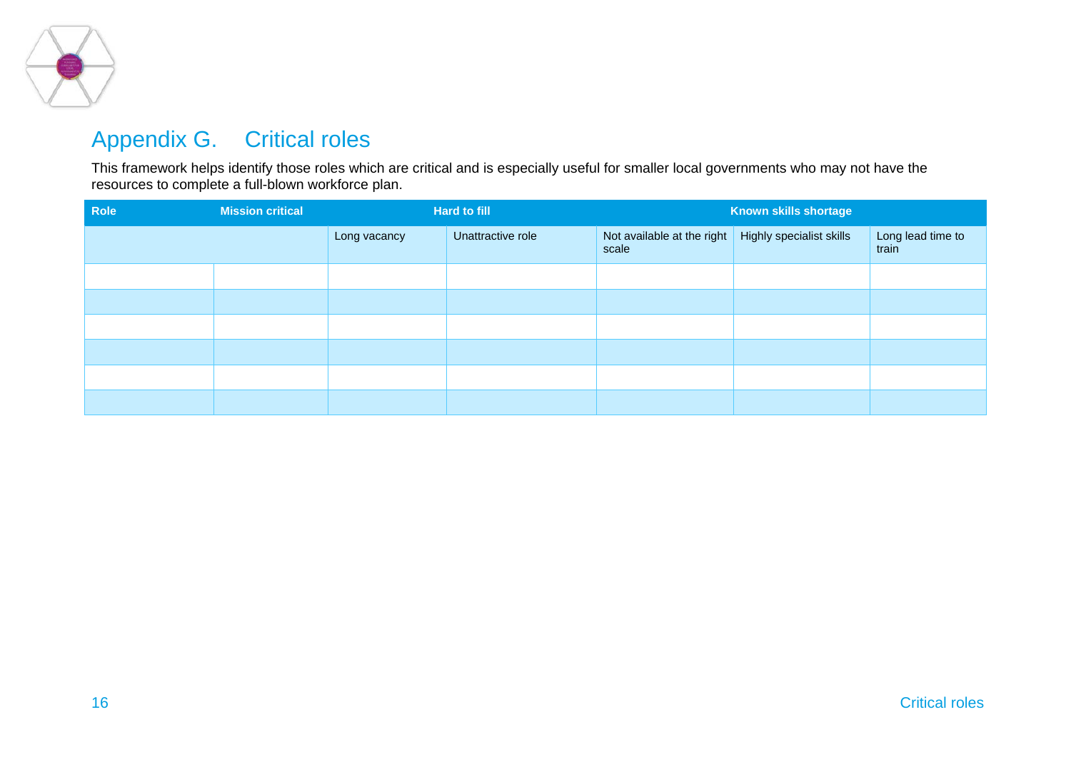## Appendix G. Critical roles

This framework helps identify those roles which are critical and is especially useful for smaller local governments who may not have the resources to complete a full-blown workforce plan.

| Role | Mission critical | Hard to fill | | Known skills shortage | | |
|---|---|---|---|---|---|---|
| | | Long vacancy | Unattractive role | Not available at the right scale | Highly specialist skills | Long lead time to train |
| | | | | | | |
| | | | | | | |
| | | | | | | |
| | | | | | | |
| | | | | | | |
| | | | | | | |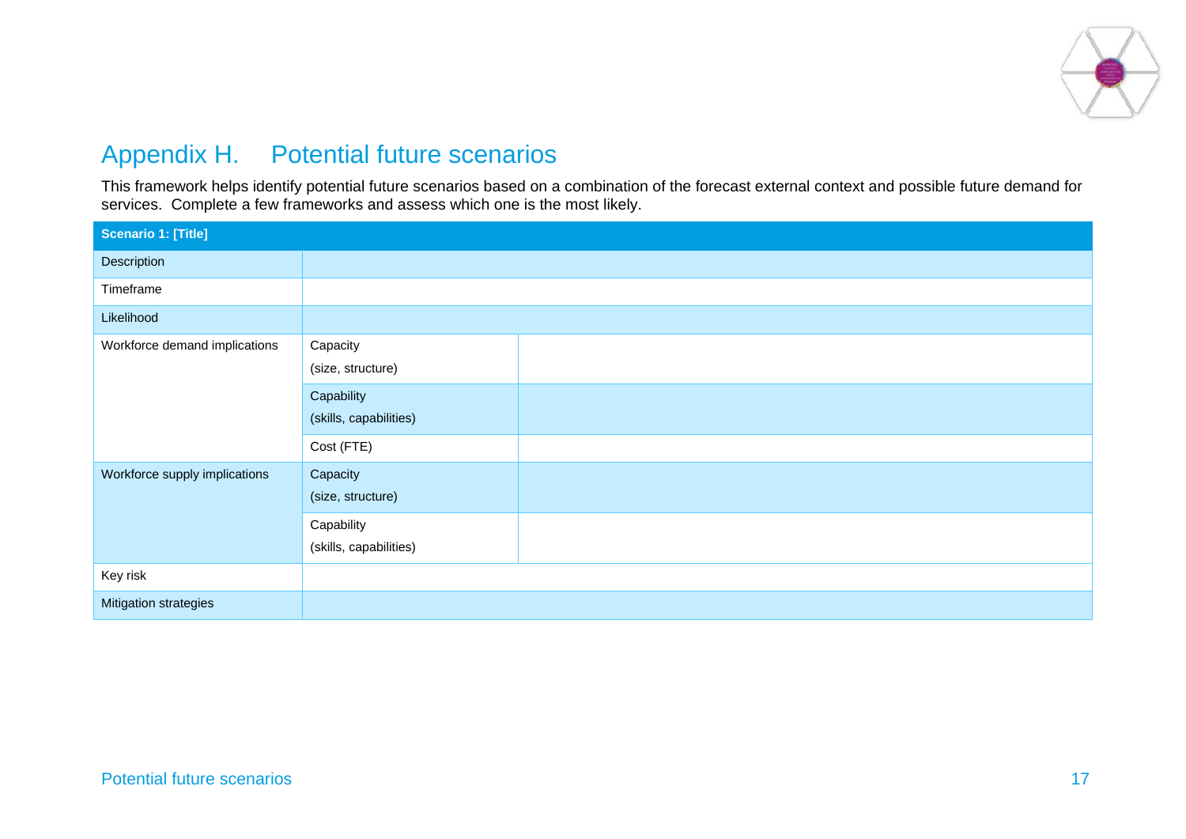# Appendix H. Potential future scenarios

This framework helps identify potential future scenarios based on a combination of the forecast external context and possible future demand for services. Complete a few frameworks and assess which one is the most likely.

| Scenario 1: [Title] | | |
|---|---|---|
| Description | | |
| Timeframe | | |
| Likelihood | | |
| Workforce demand implications | Capacity (size, structure) | |
| | Capability (skills, capabilities) | |
| | Cost (FTE) | |
| Workforce supply implications | Capacity (size, structure) | |
| | Capability (skills, capabilities) | |
| Key risk | | |
| Mitigation strategies | | |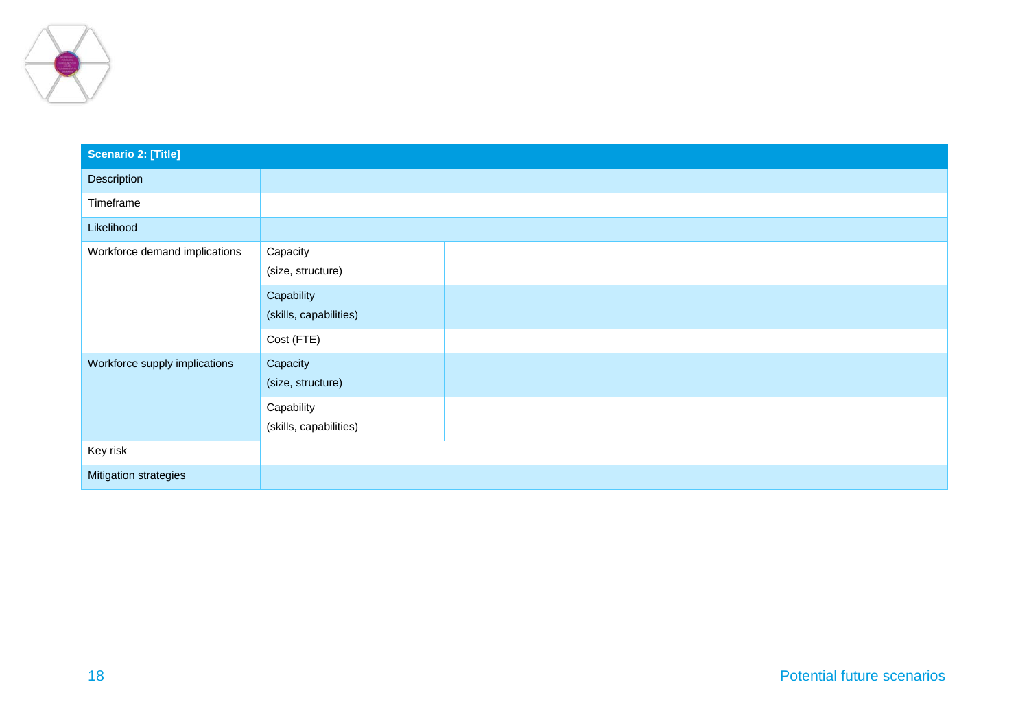| Scenario 2: [Title] | | |
|---|---|---|
| Description | | |
| Timeframe | | |
| Likelihood | | |
| Workforce demand implications | Capacity (size, structure) | |
| | Capability (skills, capabilities) | |
| | Cost (FTE) | |
| Workforce supply implications | Capacity (size, structure) | |
| | Capability (skills, capabilities) | |
| Key risk | | |
| Mitigation strategies | | |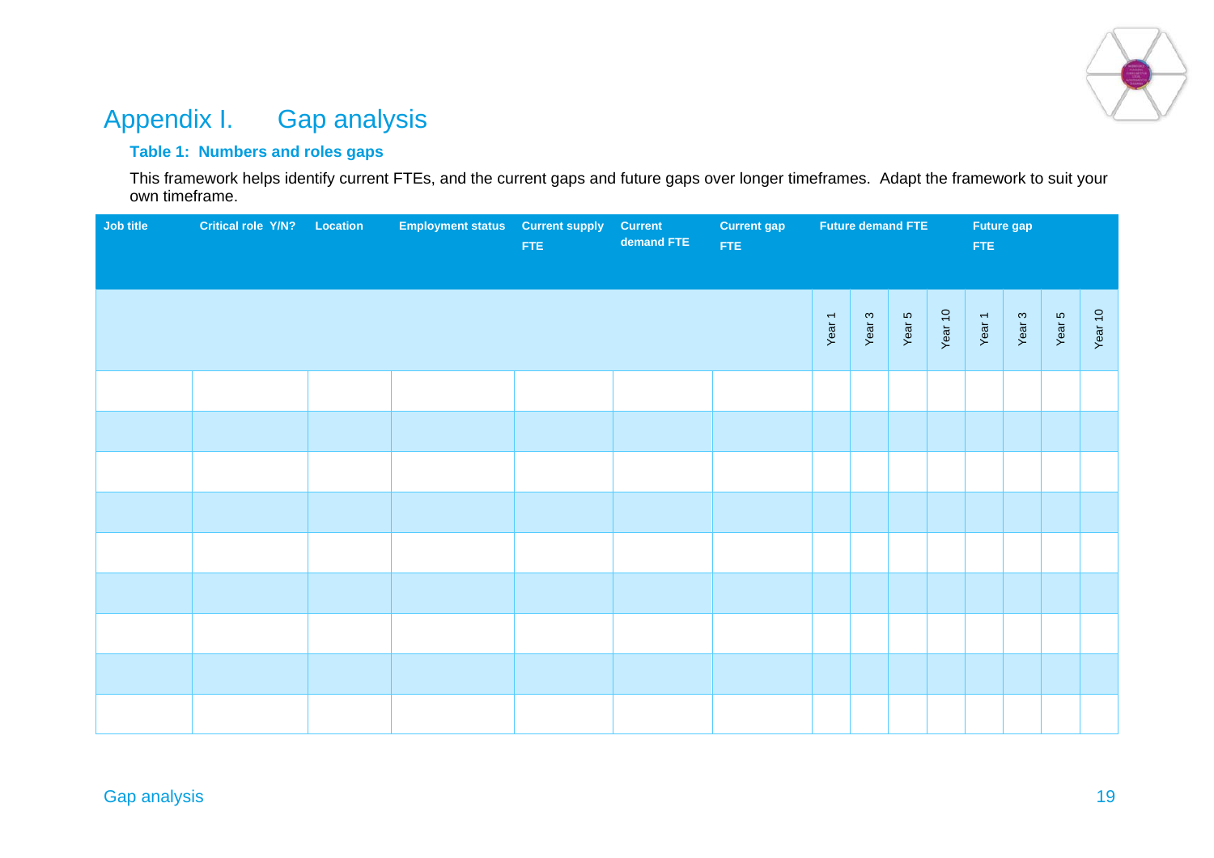# Appendix I. Gap analysis

**Table 1: Numbers and roles gaps**

This framework helps identify current FTEs, and the current gaps and future gaps over longer timeframes. Adapt the framework to suit your own timeframe.

| Job title | Critical role Y/N? | Location | Employment status | Current supply FTE | Current demand FTE | Current gap FTE | Future demand FTE | | | | Future gap FTE | | | |
|---|---|---|---|---|---|---|---|---|---|---|---|---|---|---|
| | | | | | | | Year 1 | Year 3 | Year 5 | Year 10 | Year 1 | Year 3 | Year 5 | Year 10 |
| | | | | | | | | | | | | | | |
| | | | | | | | | | | | | | | |
| | | | | | | | | | | | | | | |
| | | | | | | | | | | | | | | |
| | | | | | | | | | | | | | | |
| | | | | | | | | | | | | | | |
| | | | | | | | | | | | | | | |
| | | | | | | | | | | | | | | |
| | | | | | | | | | | | | | | |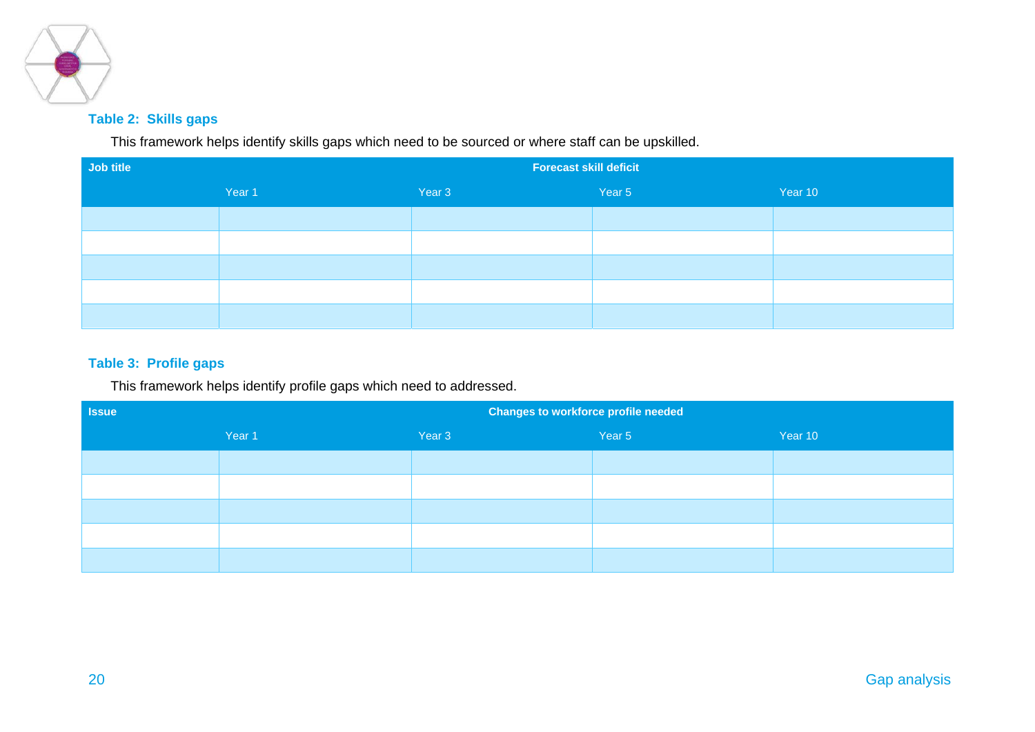### Table 2: Skills gaps

This framework helps identify skills gaps which need to be sourced or where staff can be upskilled.

| Job title | Forecast skill deficit | | | |
|---|---|---|---|---|
| | Year 1 | Year 3 | Year 5 | Year 10 |
| | | | | |
| | | | | |
| | | | | |
| | | | | |
| | | | | |

### Table 3: Profile gaps

This framework helps identify profile gaps which need to addressed.

| Issue | Changes to workforce profile needed | | | |
|---|---|---|---|---|
| | Year 1 | Year 3 | Year 5 | Year 10 |
| | | | | |
| | | | | |
| | | | | |
| | | | | |
| | | | | |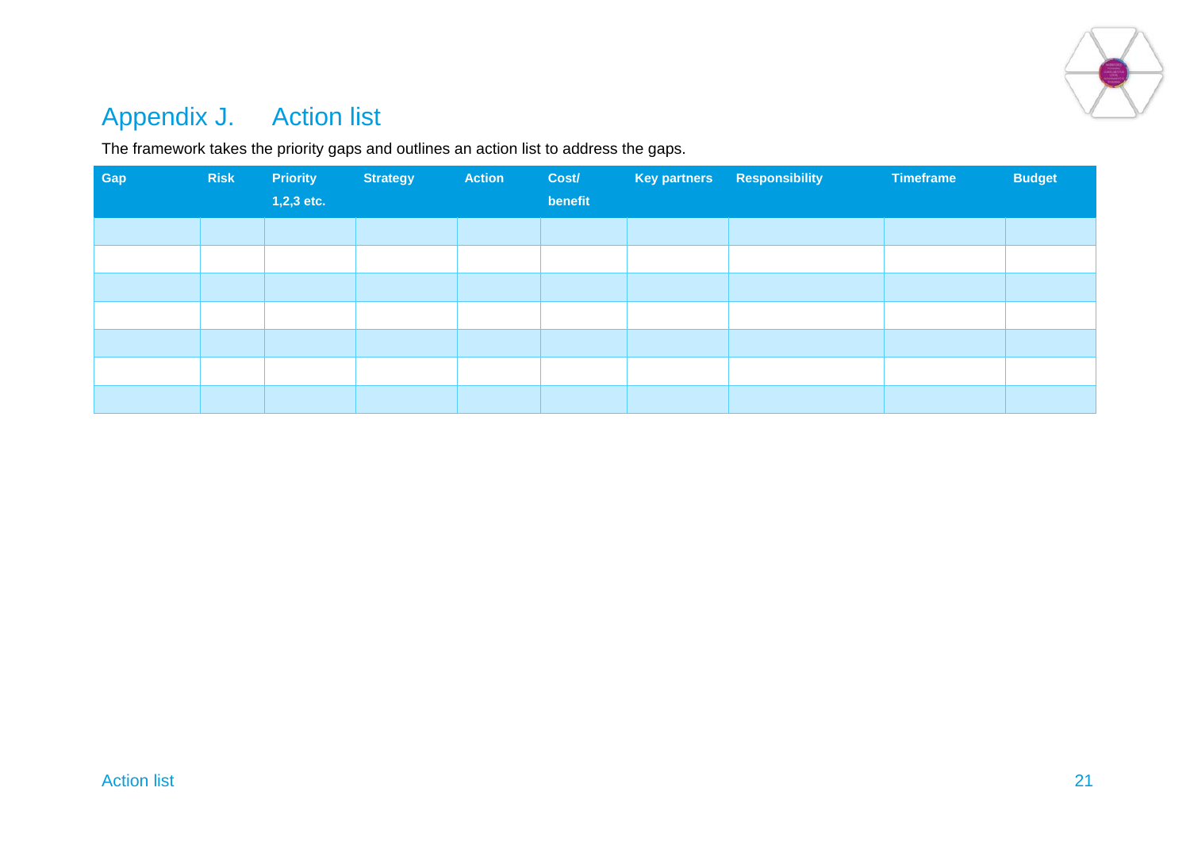# Appendix J. Action list

The framework takes the priority gaps and outlines an action list to address the gaps.

| Gap | Risk | Priority 1,2,3 etc. | Strategy | Action | Cost/ benefit | Key partners | Responsibility | Timeframe | Budget |
|---|---|---|---|---|---|---|---|---|---|
| | | | | | | | | | |
| | | | | | | | | | |
| | | | | | | | | | |
| | | | | | | | | | |
| | | | | | | | | | |
| | | | | | | | | | |
| | | | | | | | | | |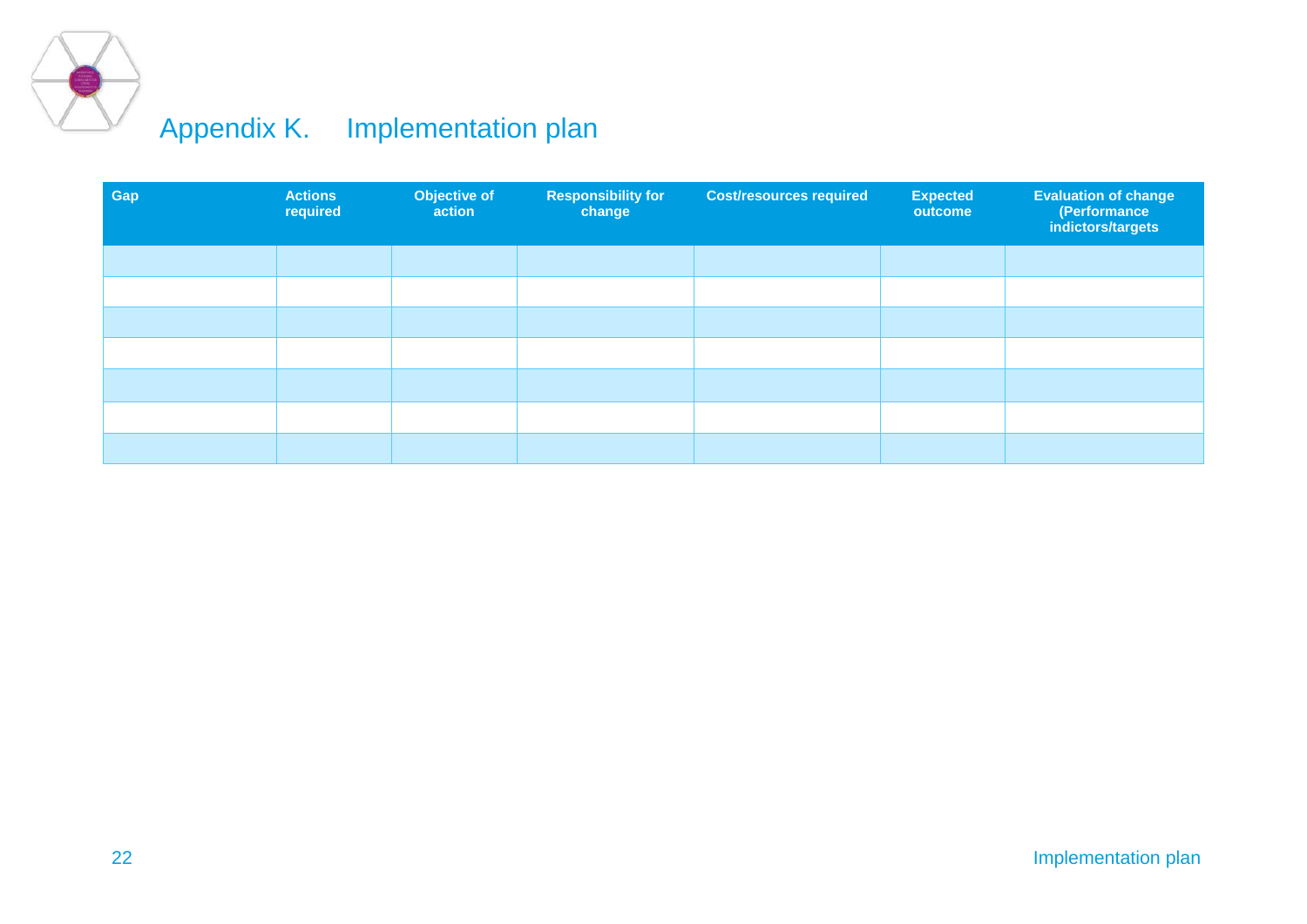# Appendix K. Implementation plan

| Gap | Actions required | Objective of action | Responsibility for change | Cost/resources required | Expected outcome | Evaluation of change (Performance indictors/targets |
|---|---|---|---|---|---|---|
| | | | | | | |
| | | | | | | |
| | | | | | | |
| | | | | | | |
| | | | | | | |
| | | | | | | |
| | | | | | | |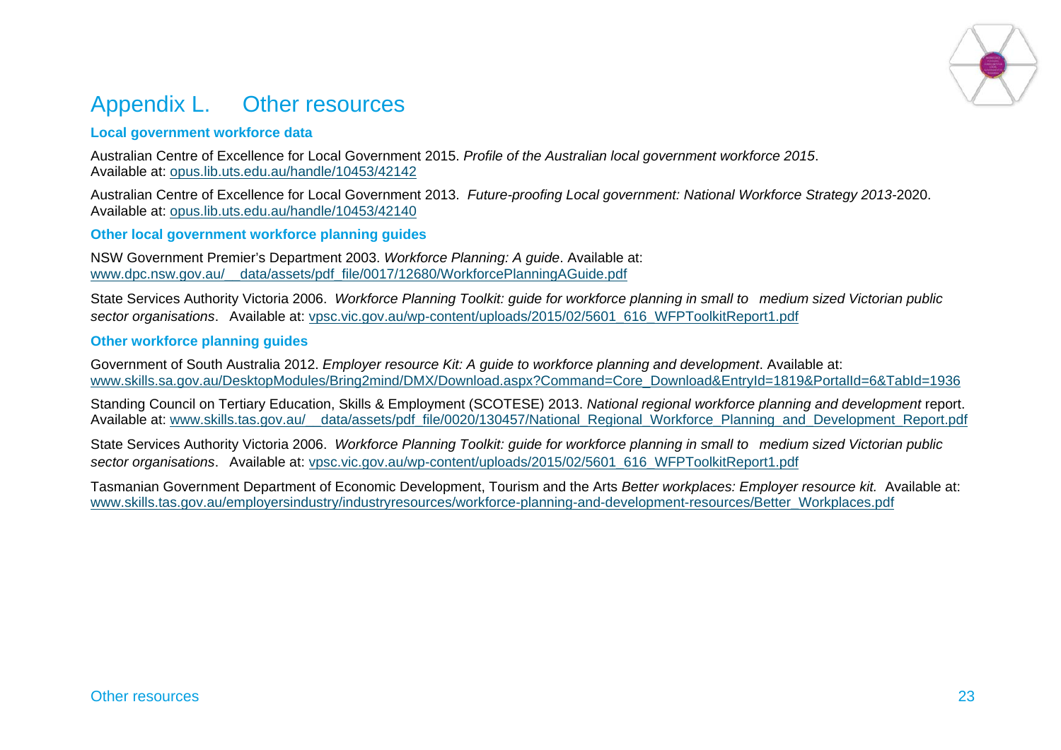# Appendix L. Other resources

### Local government workforce data

Australian Centre of Excellence for Local Government 2015. *Profile of the Australian local government workforce 2015*. Available at: opus.lib.uts.edu.au/handle/10453/42142

Australian Centre of Excellence for Local Government 2013. *Future-proofing Local government: National Workforce Strategy 2013*-2020. Available at: opus.lib.uts.edu.au/handle/10453/42140

### Other local government workforce planning guides

NSW Government Premier's Department 2003. *Workforce Planning: A guide*. Available at: www.dpc.nsw.gov.au/__data/assets/pdf_file/0017/12680/WorkforcePlanningAGuide.pdf

State Services Authority Victoria 2006. *Workforce Planning Toolkit: guide for workforce planning in small to medium sized Victorian public sector organisations*. Available at: vpsc.vic.gov.au/wp-content/uploads/2015/02/5601_616_WFPToolkitReport1.pdf

### Other workforce planning guides

Government of South Australia 2012. *Employer resource Kit: A guide to workforce planning and development*. Available at: www.skills.sa.gov.au/DesktopModules/Bring2mind/DMX/Download.aspx?Command=Core_Download&EntryId=1819&PortalId=6&TabId=1936

Standing Council on Tertiary Education, Skills & Employment (SCOTESE) 2013. *National regional workforce planning and development* report. Available at: www.skills.tas.gov.au/__data/assets/pdf_file/0020/130457/National_Regional_Workforce_Planning_and_Development_Report.pdf

State Services Authority Victoria 2006. *Workforce Planning Toolkit: guide for workforce planning in small to medium sized Victorian public sector organisations*. Available at: vpsc.vic.gov.au/wp-content/uploads/2015/02/5601_616_WFPToolkitReport1.pdf

Tasmanian Government Department of Economic Development, Tourism and the Arts *Better workplaces: Employer resource kit.* Available at: www.skills.tas.gov.au/employersindustry/industryresources/workforce-planning-and-development-resources/Better_Workplaces.pdf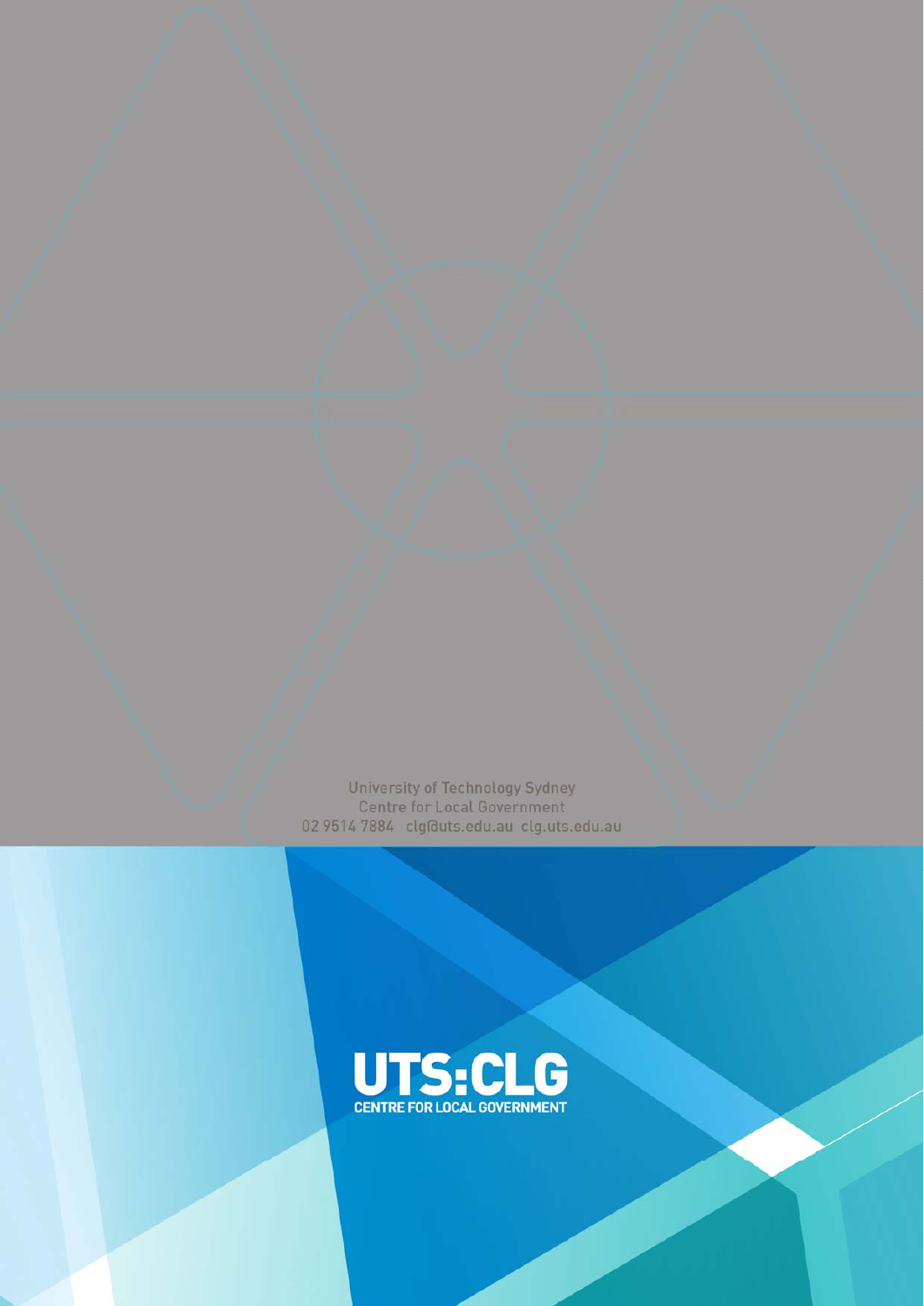University of Technology Sydney
Centre for Local Government
02 9514 7884 clg@uts.edu.au clg.uts.edu.au

**UTS:CLG**
**CENTRE FOR LOCAL GOVERNMENT**